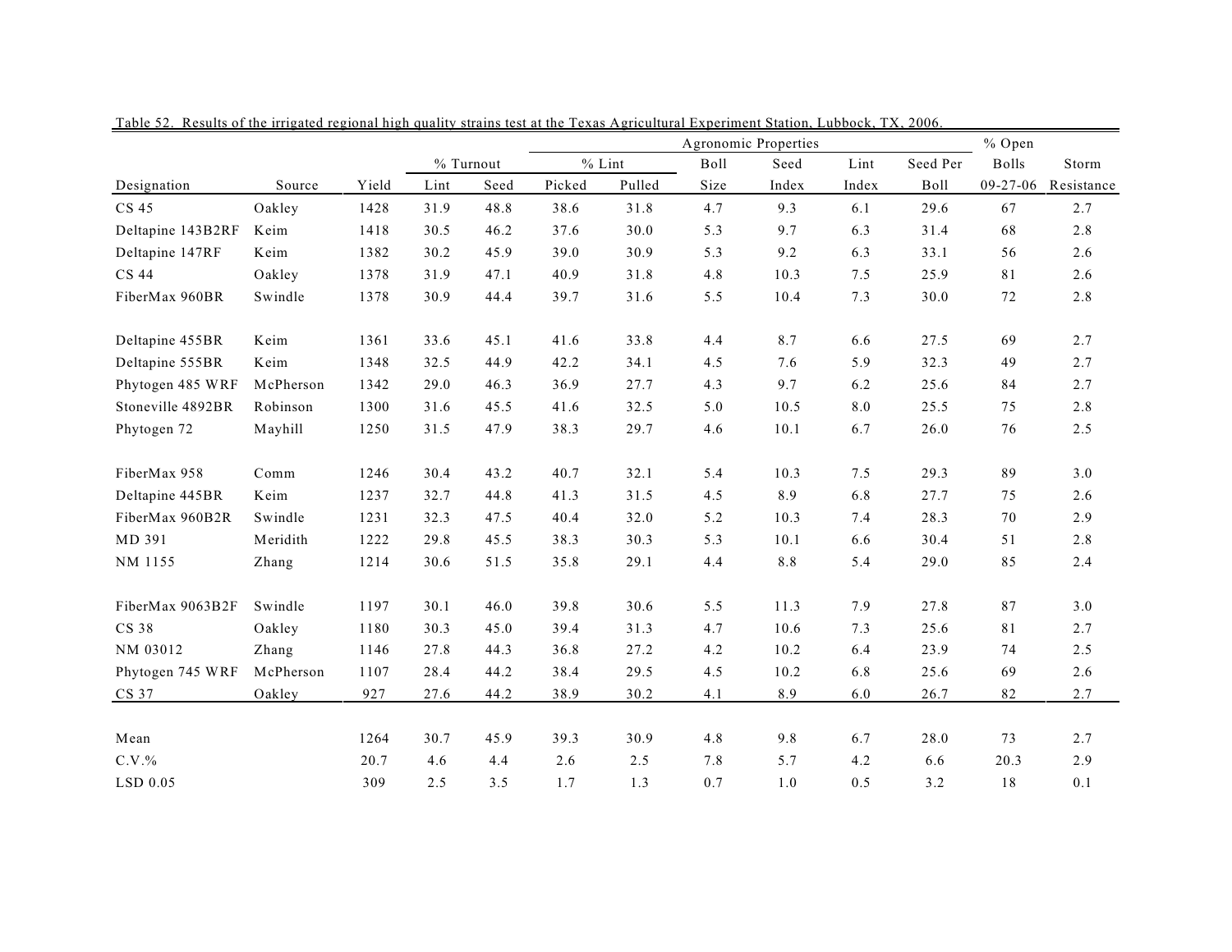Table 52. Results of the irrigated regional high quality strains test at the Texas Agricultural Experiment Station, Lubbock, TX, 2006.

| | | | % Turnout | | Agronomic Properties | | | | | | % Open | |
|---|---|---|---|---|---|---|---|---|---|---|---|---|
| | | | | | % Lint | | Boll | Seed | Lint | Seed Per | Bolls | Storm |
| Designation | Source | Yield | Lint | Seed | Picked | Pulled | Size | Index | Index | Boll | 09-27-06 | Resistance |
| CS 45 | Oakley | 1428 | 31.9 | 48.8 | 38.6 | 31.8 | 4.7 | 9.3 | 6.1 | 29.6 | 67 | 2.7 |
| Deltapine 143B2RF | Keim | 1418 | 30.5 | 46.2 | 37.6 | 30.0 | 5.3 | 9.7 | 6.3 | 31.4 | 68 | 2.8 |
| Deltapine 147RF | Keim | 1382 | 30.2 | 45.9 | 39.0 | 30.9 | 5.3 | 9.2 | 6.3 | 33.1 | 56 | 2.6 |
| CS 44 | Oakley | 1378 | 31.9 | 47.1 | 40.9 | 31.8 | 4.8 | 10.3 | 7.5 | 25.9 | 81 | 2.6 |
| FiberMax 960BR | Swindle | 1378 | 30.9 | 44.4 | 39.7 | 31.6 | 5.5 | 10.4 | 7.3 | 30.0 | 72 | 2.8 |
| Deltapine 455BR | Keim | 1361 | 33.6 | 45.1 | 41.6 | 33.8 | 4.4 | 8.7 | 6.6 | 27.5 | 69 | 2.7 |
| Deltapine 555BR | Keim | 1348 | 32.5 | 44.9 | 42.2 | 34.1 | 4.5 | 7.6 | 5.9 | 32.3 | 49 | 2.7 |
| Phytogen 485 WRF | McPherson | 1342 | 29.0 | 46.3 | 36.9 | 27.7 | 4.3 | 9.7 | 6.2 | 25.6 | 84 | 2.7 |
| Stoneville 4892BR | Robinson | 1300 | 31.6 | 45.5 | 41.6 | 32.5 | 5.0 | 10.5 | 8.0 | 25.5 | 75 | 2.8 |
| Phytogen 72 | Mayhill | 1250 | 31.5 | 47.9 | 38.3 | 29.7 | 4.6 | 10.1 | 6.7 | 26.0 | 76 | 2.5 |
| FiberMax 958 | Comm | 1246 | 30.4 | 43.2 | 40.7 | 32.1 | 5.4 | 10.3 | 7.5 | 29.3 | 89 | 3.0 |
| Deltapine 445BR | Keim | 1237 | 32.7 | 44.8 | 41.3 | 31.5 | 4.5 | 8.9 | 6.8 | 27.7 | 75 | 2.6 |
| FiberMax 960B2R | Swindle | 1231 | 32.3 | 47.5 | 40.4 | 32.0 | 5.2 | 10.3 | 7.4 | 28.3 | 70 | 2.9 |
| MD 391 | Meridith | 1222 | 29.8 | 45.5 | 38.3 | 30.3 | 5.3 | 10.1 | 6.6 | 30.4 | 51 | 2.8 |
| NM 1155 | Zhang | 1214 | 30.6 | 51.5 | 35.8 | 29.1 | 4.4 | 8.8 | 5.4 | 29.0 | 85 | 2.4 |
| FiberMax 9063B2F | Swindle | 1197 | 30.1 | 46.0 | 39.8 | 30.6 | 5.5 | 11.3 | 7.9 | 27.8 | 87 | 3.0 |
| CS 38 | Oakley | 1180 | 30.3 | 45.0 | 39.4 | 31.3 | 4.7 | 10.6 | 7.3 | 25.6 | 81 | 2.7 |
| NM 03012 | Zhang | 1146 | 27.8 | 44.3 | 36.8 | 27.2 | 4.2 | 10.2 | 6.4 | 23.9 | 74 | 2.5 |
| Phytogen 745 WRF | McPherson | 1107 | 28.4 | 44.2 | 38.4 | 29.5 | 4.5 | 10.2 | 6.8 | 25.6 | 69 | 2.6 |
| CS 37 | Oakley | 927 | 27.6 | 44.2 | 38.9 | 30.2 | 4.1 | 8.9 | 6.0 | 26.7 | 82 | 2.7 |
| Mean | | 1264 | 30.7 | 45.9 | 39.3 | 30.9 | 4.8 | 9.8 | 6.7 | 28.0 | 73 | 2.7 |
| C.V.% | | 20.7 | 4.6 | 4.4 | 2.6 | 2.5 | 7.8 | 5.7 | 4.2 | 6.6 | 20.3 | 2.9 |
| LSD 0.05 | | 309 | 2.5 | 3.5 | 1.7 | 1.3 | 0.7 | 1.0 | 0.5 | 3.2 | 18 | 0.1 |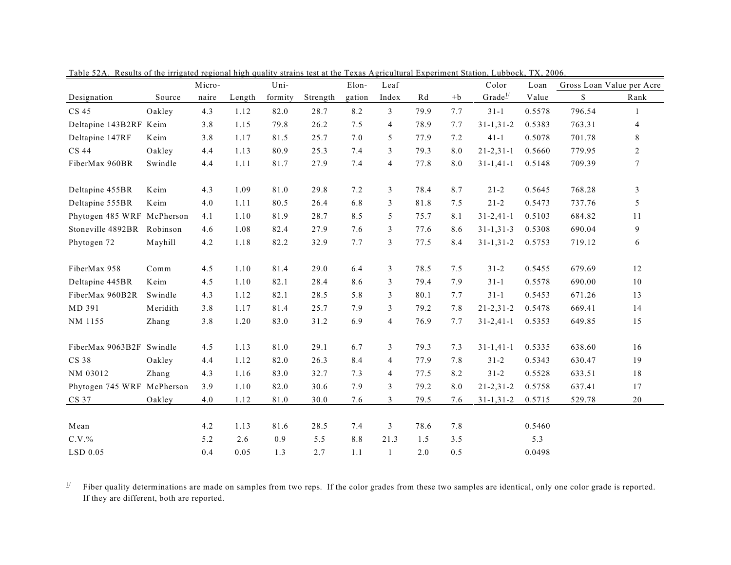Table 52A. Results of the irrigated regional high quality strains test at the Texas Agricultural Experiment Station, Lubbock, TX, 2006.

| Designation | Source | Micro-naire | Length | Uni-formity | Strength | Elon-gation | Leaf Index | Rd | +b | Color Grade[1/] | Loan Value | Gross Loan Value per Acre | |
|---|---|---|---|---|---|---|---|---|---|---|---|---|---|
| | | | | | | | | | | | | $ | Rank |
| CS 45 | Oakley | 4.3 | 1.12 | 82.0 | 28.7 | 8.2 | 3 | 79.9 | 7.7 | 31-1 | 0.5578 | 796.54 | 1 |
| Deltapine 143B2RF | Keim | 3.8 | 1.15 | 79.8 | 26.2 | 7.5 | 4 | 78.9 | 7.7 | 31-1,31-2 | 0.5383 | 763.31 | 4 |
| Deltapine 147RF | Keim | 3.8 | 1.17 | 81.5 | 25.7 | 7.0 | 5 | 77.9 | 7.2 | 41-1 | 0.5078 | 701.78 | 8 |
| CS 44 | Oakley | 4.4 | 1.13 | 80.9 | 25.3 | 7.4 | 3 | 79.3 | 8.0 | 21-2,31-1 | 0.5660 | 779.95 | 2 |
| FiberMax 960BR | Swindle | 4.4 | 1.11 | 81.7 | 27.9 | 7.4 | 4 | 77.8 | 8.0 | 31-1,41-1 | 0.5148 | 709.39 | 7 |
| Deltapine 455BR | Keim | 4.3 | 1.09 | 81.0 | 29.8 | 7.2 | 3 | 78.4 | 8.7 | 21-2 | 0.5645 | 768.28 | 3 |
| Deltapine 555BR | Keim | 4.0 | 1.11 | 80.5 | 26.4 | 6.8 | 3 | 81.8 | 7.5 | 21-2 | 0.5473 | 737.76 | 5 |
| Phytogen 485 WRF | McPherson | 4.1 | 1.10 | 81.9 | 28.7 | 8.5 | 5 | 75.7 | 8.1 | 31-2,41-1 | 0.5103 | 684.82 | 11 |
| Stoneville 4892BR | Robinson | 4.6 | 1.08 | 82.4 | 27.9 | 7.6 | 3 | 77.6 | 8.6 | 31-1,31-3 | 0.5308 | 690.04 | 9 |
| Phytogen 72 | Mayhill | 4.2 | 1.18 | 82.2 | 32.9 | 7.7 | 3 | 77.5 | 8.4 | 31-1,31-2 | 0.5753 | 719.12 | 6 |
| FiberMax 958 | Comm | 4.5 | 1.10 | 81.4 | 29.0 | 6.4 | 3 | 78.5 | 7.5 | 31-2 | 0.5455 | 679.69 | 12 |
| Deltapine 445BR | Keim | 4.5 | 1.10 | 82.1 | 28.4 | 8.6 | 3 | 79.4 | 7.9 | 31-1 | 0.5578 | 690.00 | 10 |
| FiberMax 960B2R | Swindle | 4.3 | 1.12 | 82.1 | 28.5 | 5.8 | 3 | 80.1 | 7.7 | 31-1 | 0.5453 | 671.26 | 13 |
| MD 391 | Meridith | 3.8 | 1.17 | 81.4 | 25.7 | 7.9 | 3 | 79.2 | 7.8 | 21-2,31-2 | 0.5478 | 669.41 | 14 |
| NM 1155 | Zhang | 3.8 | 1.20 | 83.0 | 31.2 | 6.9 | 4 | 76.9 | 7.7 | 31-2,41-1 | 0.5353 | 649.85 | 15 |
| FiberMax 9063B2F | Swindle | 4.5 | 1.13 | 81.0 | 29.1 | 6.7 | 3 | 79.3 | 7.3 | 31-1,41-1 | 0.5335 | 638.60 | 16 |
| CS 38 | Oakley | 4.4 | 1.12 | 82.0 | 26.3 | 8.4 | 4 | 77.9 | 7.8 | 31-2 | 0.5343 | 630.47 | 19 |
| NM 03012 | Zhang | 4.3 | 1.16 | 83.0 | 32.7 | 7.3 | 4 | 77.5 | 8.2 | 31-2 | 0.5528 | 633.51 | 18 |
| Phytogen 745 WRF | McPherson | 3.9 | 1.10 | 82.0 | 30.6 | 7.9 | 3 | 79.2 | 8.0 | 21-2,31-2 | 0.5758 | 637.41 | 17 |
| CS 37 | Oakley | 4.0 | 1.12 | 81.0 | 30.0 | 7.6 | 3 | 79.5 | 7.6 | 31-1,31-2 | 0.5715 | 529.78 | 20 |
| Mean | | 4.2 | 1.13 | 81.6 | 28.5 | 7.4 | 3 | 78.6 | 7.8 | | 0.5460 | | |
| C.V.% | | 5.2 | 2.6 | 0.9 | 5.5 | 8.8 | 21.3 | 1.5 | 3.5 | | 5.3 | | |
| LSD 0.05 | | 0.4 | 0.05 | 1.3 | 2.7 | 1.1 | 1 | 2.0 | 0.5 | | 0.0498 | | |

[1/] Fiber quality determinations are made on samples from two reps. If the color grades from these two samples are identical, only one color grade is reported. If they are different, both are reported.